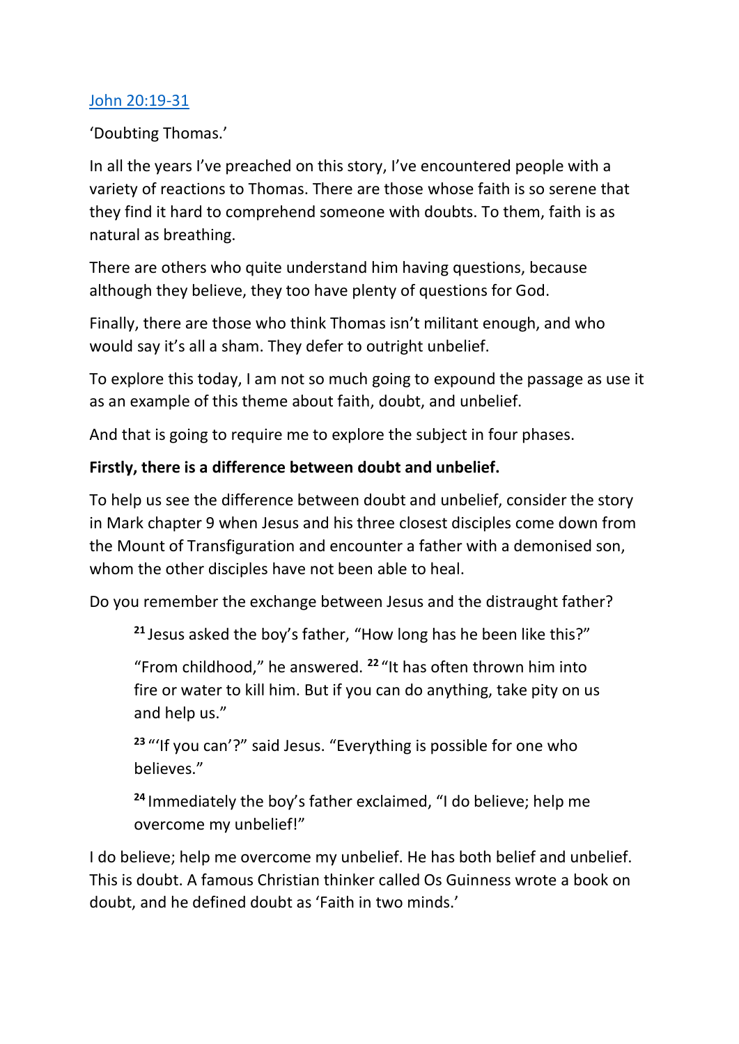[John 20:19-31]

'Doubting Thomas.'

In all the years I've preached on this story, I've encountered people with a variety of reactions to Thomas. There are those whose faith is so serene that they find it hard to comprehend someone with doubts. To them, faith is as natural as breathing.

There are others who quite understand him having questions, because although they believe, they too have plenty of questions for God.

Finally, there are those who think Thomas isn't militant enough, and who would say it's all a sham. They defer to outright unbelief.

To explore this today, I am not so much going to expound the passage as use it as an example of this theme about faith, doubt, and unbelief.

And that is going to require me to explore the subject in four phases.

**Firstly, there is a difference between doubt and unbelief.**

To help us see the difference between doubt and unbelief, consider the story in Mark chapter 9 when Jesus and his three closest disciples come down from the Mount of Transfiguration and encounter a father with a demonised son, whom the other disciples have not been able to heal.

Do you remember the exchange between Jesus and the distraught father?

> **21** Jesus asked the boy's father, "How long has he been like this?"
>
> "From childhood," he answered. **22** "It has often thrown him into fire or water to kill him. But if you can do anything, take pity on us and help us."
>
> **23** "'If you can'?" said Jesus. "Everything is possible for one who believes."
>
> **24** Immediately the boy's father exclaimed, "I do believe; help me overcome my unbelief!"

I do believe; help me overcome my unbelief. He has both belief and unbelief. This is doubt. A famous Christian thinker called Os Guinness wrote a book on doubt, and he defined doubt as 'Faith in two minds.'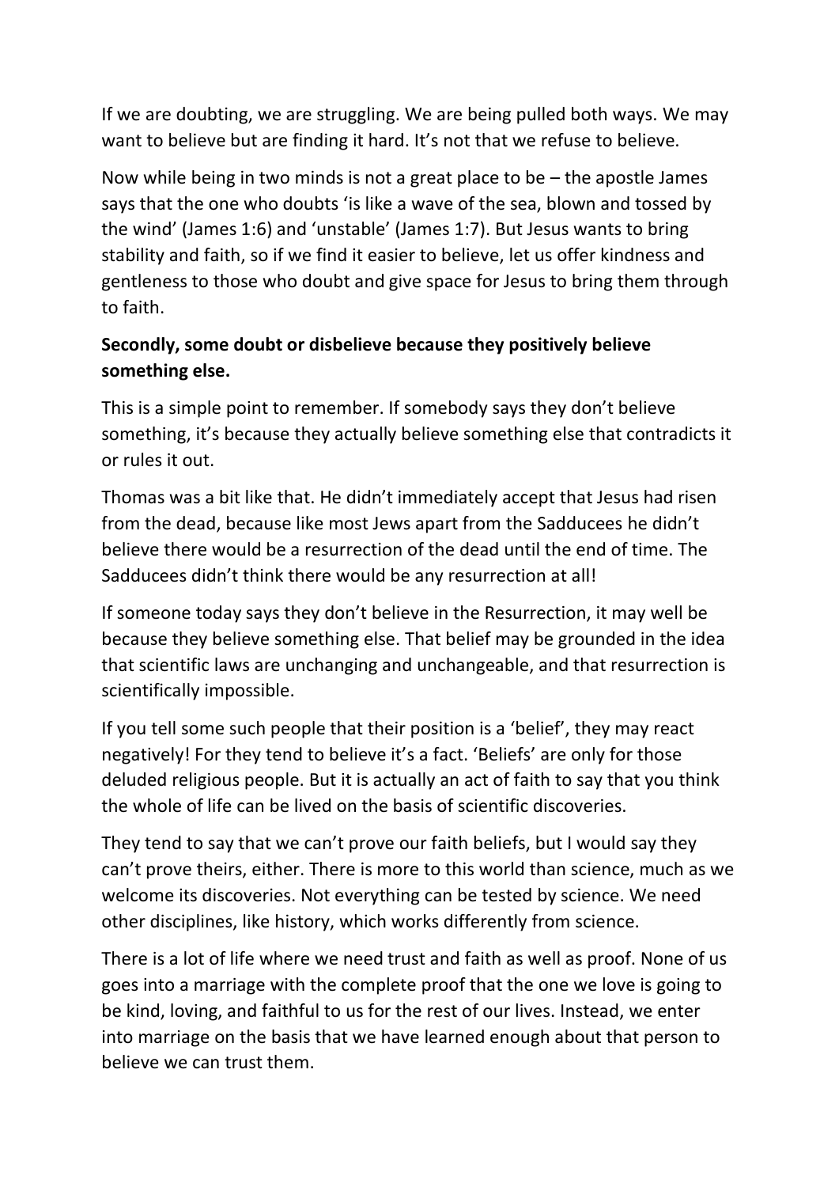If we are doubting, we are struggling. We are being pulled both ways. We may want to believe but are finding it hard. It's not that we refuse to believe.

Now while being in two minds is not a great place to be – the apostle James says that the one who doubts 'is like a wave of the sea, blown and tossed by the wind' (James 1:6) and 'unstable' (James 1:7). But Jesus wants to bring stability and faith, so if we find it easier to believe, let us offer kindness and gentleness to those who doubt and give space for Jesus to bring them through to faith.

**Secondly, some doubt or disbelieve because they positively believe something else.**

This is a simple point to remember. If somebody says they don't believe something, it's because they actually believe something else that contradicts it or rules it out.

Thomas was a bit like that. He didn't immediately accept that Jesus had risen from the dead, because like most Jews apart from the Sadducees he didn't believe there would be a resurrection of the dead until the end of time. The Sadducees didn't think there would be any resurrection at all!

If someone today says they don't believe in the Resurrection, it may well be because they believe something else. That belief may be grounded in the idea that scientific laws are unchanging and unchangeable, and that resurrection is scientifically impossible.

If you tell some such people that their position is a 'belief', they may react negatively! For they tend to believe it's a fact. 'Beliefs' are only for those deluded religious people. But it is actually an act of faith to say that you think the whole of life can be lived on the basis of scientific discoveries.

They tend to say that we can't prove our faith beliefs, but I would say they can't prove theirs, either. There is more to this world than science, much as we welcome its discoveries. Not everything can be tested by science. We need other disciplines, like history, which works differently from science.

There is a lot of life where we need trust and faith as well as proof. None of us goes into a marriage with the complete proof that the one we love is going to be kind, loving, and faithful to us for the rest of our lives. Instead, we enter into marriage on the basis that we have learned enough about that person to believe we can trust them.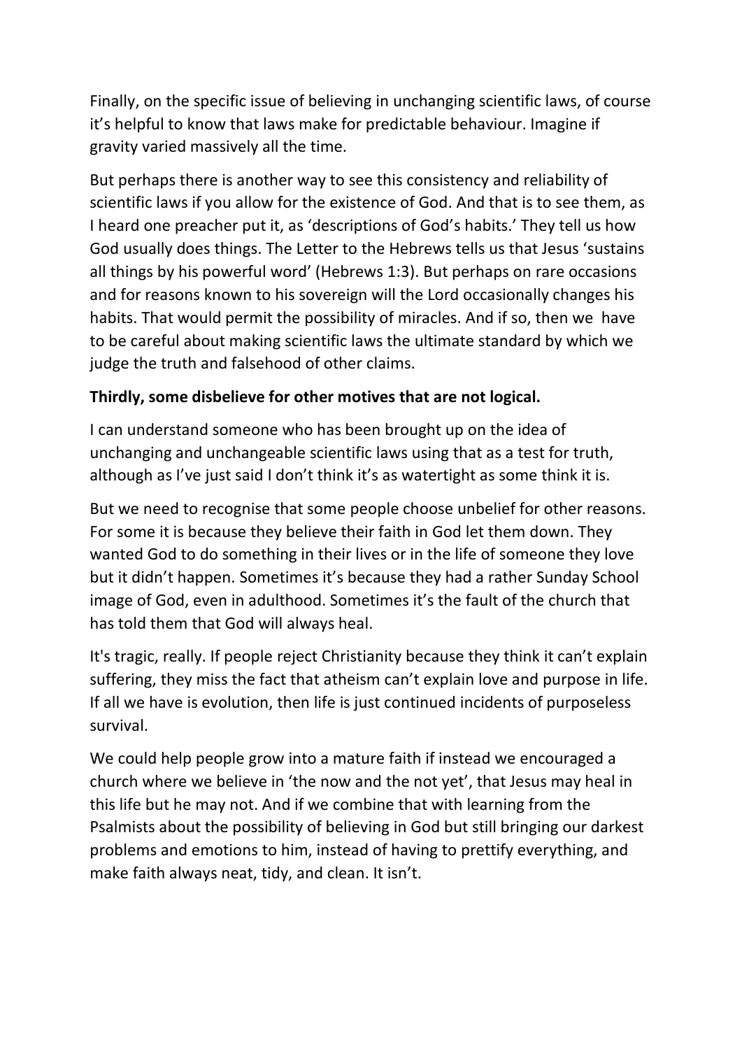Finally, on the specific issue of believing in unchanging scientific laws, of course it's helpful to know that laws make for predictable behaviour. Imagine if gravity varied massively all the time.

But perhaps there is another way to see this consistency and reliability of scientific laws if you allow for the existence of God. And that is to see them, as I heard one preacher put it, as 'descriptions of God's habits.' They tell us how God usually does things. The Letter to the Hebrews tells us that Jesus 'sustains all things by his powerful word' (Hebrews 1:3). But perhaps on rare occasions and for reasons known to his sovereign will the Lord occasionally changes his habits. That would permit the possibility of miracles. And if so, then we have to be careful about making scientific laws the ultimate standard by which we judge the truth and falsehood of other claims.

**Thirdly, some disbelieve for other motives that are not logical.**

I can understand someone who has been brought up on the idea of unchanging and unchangeable scientific laws using that as a test for truth, although as I've just said I don't think it's as watertight as some think it is.

But we need to recognise that some people choose unbelief for other reasons. For some it is because they believe their faith in God let them down. They wanted God to do something in their lives or in the life of someone they love but it didn't happen. Sometimes it's because they had a rather Sunday School image of God, even in adulthood. Sometimes it's the fault of the church that has told them that God will always heal.

It's tragic, really. If people reject Christianity because they think it can't explain suffering, they miss the fact that atheism can't explain love and purpose in life. If all we have is evolution, then life is just continued incidents of purposeless survival.

We could help people grow into a mature faith if instead we encouraged a church where we believe in 'the now and the not yet', that Jesus may heal in this life but he may not. And if we combine that with learning from the Psalmists about the possibility of believing in God but still bringing our darkest problems and emotions to him, instead of having to prettify everything, and make faith always neat, tidy, and clean. It isn't.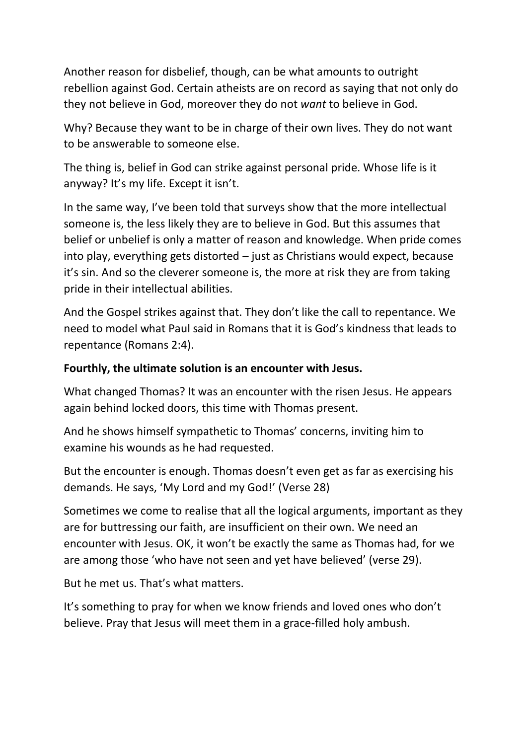Another reason for disbelief, though, can be what amounts to outright rebellion against God. Certain atheists are on record as saying that not only do they not believe in God, moreover they do not *want* to believe in God.

Why? Because they want to be in charge of their own lives. They do not want to be answerable to someone else.

The thing is, belief in God can strike against personal pride. Whose life is it anyway? It's my life. Except it isn't.

In the same way, I've been told that surveys show that the more intellectual someone is, the less likely they are to believe in God. But this assumes that belief or unbelief is only a matter of reason and knowledge. When pride comes into play, everything gets distorted – just as Christians would expect, because it's sin. And so the cleverer someone is, the more at risk they are from taking pride in their intellectual abilities.

And the Gospel strikes against that. They don't like the call to repentance. We need to model what Paul said in Romans that it is God's kindness that leads to repentance (Romans 2:4).

**Fourthly, the ultimate solution is an encounter with Jesus.**

What changed Thomas? It was an encounter with the risen Jesus. He appears again behind locked doors, this time with Thomas present.

And he shows himself sympathetic to Thomas' concerns, inviting him to examine his wounds as he had requested.

But the encounter is enough. Thomas doesn't even get as far as exercising his demands. He says, 'My Lord and my God!' (Verse 28)

Sometimes we come to realise that all the logical arguments, important as they are for buttressing our faith, are insufficient on their own. We need an encounter with Jesus. OK, it won't be exactly the same as Thomas had, for we are among those 'who have not seen and yet have believed' (verse 29).

But he met us. That's what matters.

It's something to pray for when we know friends and loved ones who don't believe. Pray that Jesus will meet them in a grace-filled holy ambush.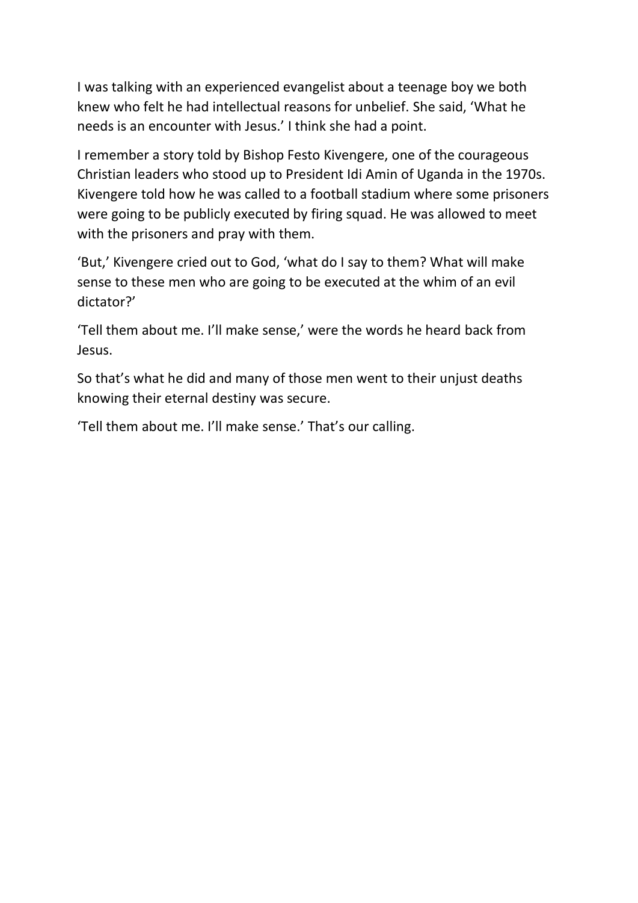I was talking with an experienced evangelist about a teenage boy we both knew who felt he had intellectual reasons for unbelief. She said, 'What he needs is an encounter with Jesus.' I think she had a point.

I remember a story told by Bishop Festo Kivengere, one of the courageous Christian leaders who stood up to President Idi Amin of Uganda in the 1970s. Kivengere told how he was called to a football stadium where some prisoners were going to be publicly executed by firing squad. He was allowed to meet with the prisoners and pray with them.

'But,' Kivengere cried out to God, 'what do I say to them? What will make sense to these men who are going to be executed at the whim of an evil dictator?'

'Tell them about me. I'll make sense,' were the words he heard back from Jesus.

So that's what he did and many of those men went to their unjust deaths knowing their eternal destiny was secure.

'Tell them about me. I'll make sense.' That's our calling.